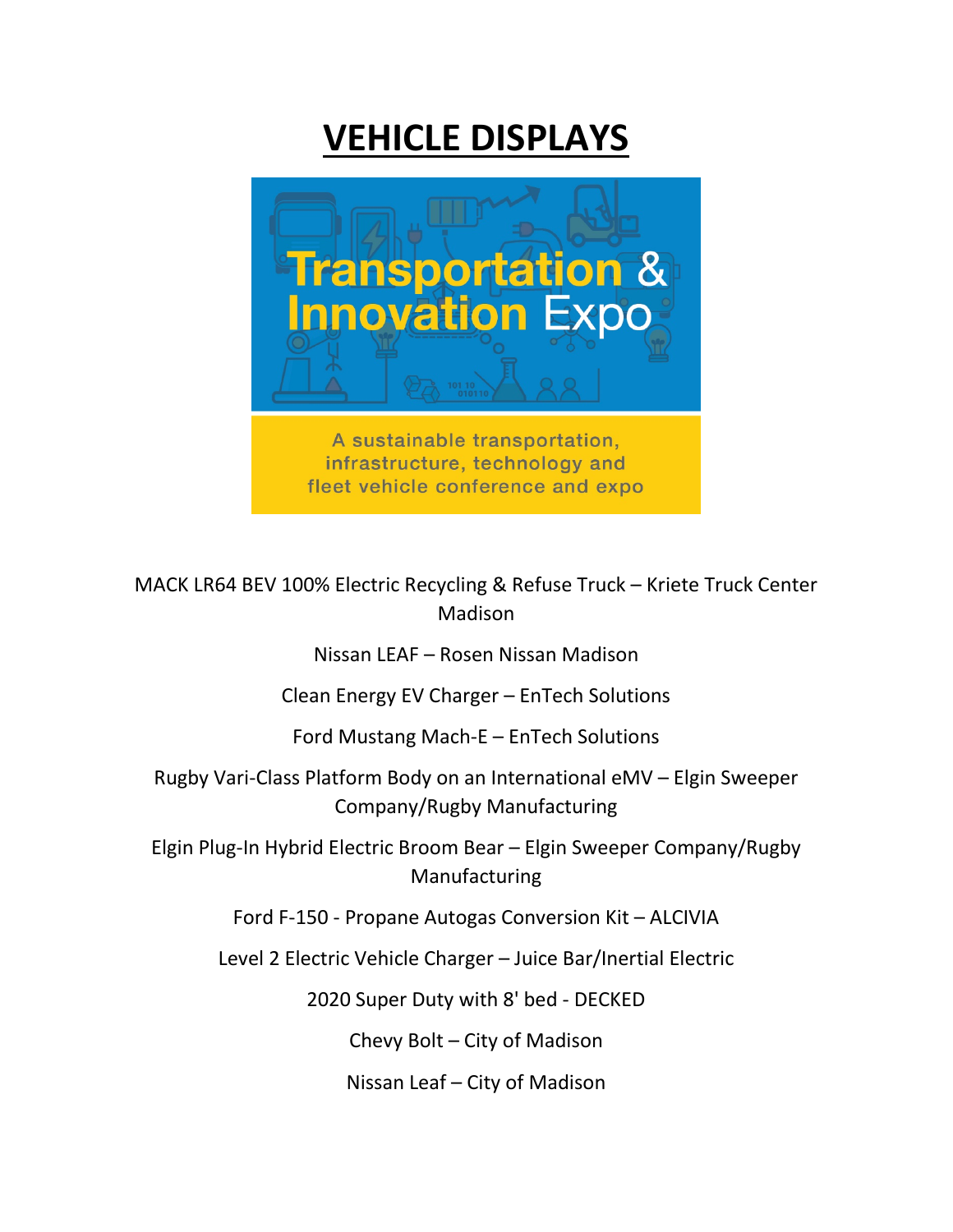# VEHICLE DISPLAYS

Transportation & Innovation Expo

A sustainable transportation, infrastructure, technology and fleet vehicle conference and expo

MACK LR64 BEV 100% Electric Recycling & Refuse Truck – Kriete Truck Center Madison

Nissan LEAF – Rosen Nissan Madison

Clean Energy EV Charger – EnTech Solutions

Ford Mustang Mach-E – EnTech Solutions

Rugby Vari-Class Platform Body on an International eMV – Elgin Sweeper Company/Rugby Manufacturing

Elgin Plug-In Hybrid Electric Broom Bear – Elgin Sweeper Company/Rugby Manufacturing

Ford F-150 - Propane Autogas Conversion Kit – ALCIVIA

Level 2 Electric Vehicle Charger – Juice Bar/Inertial Electric

2020 Super Duty with 8' bed - DECKED

Chevy Bolt – City of Madison

Nissan Leaf – City of Madison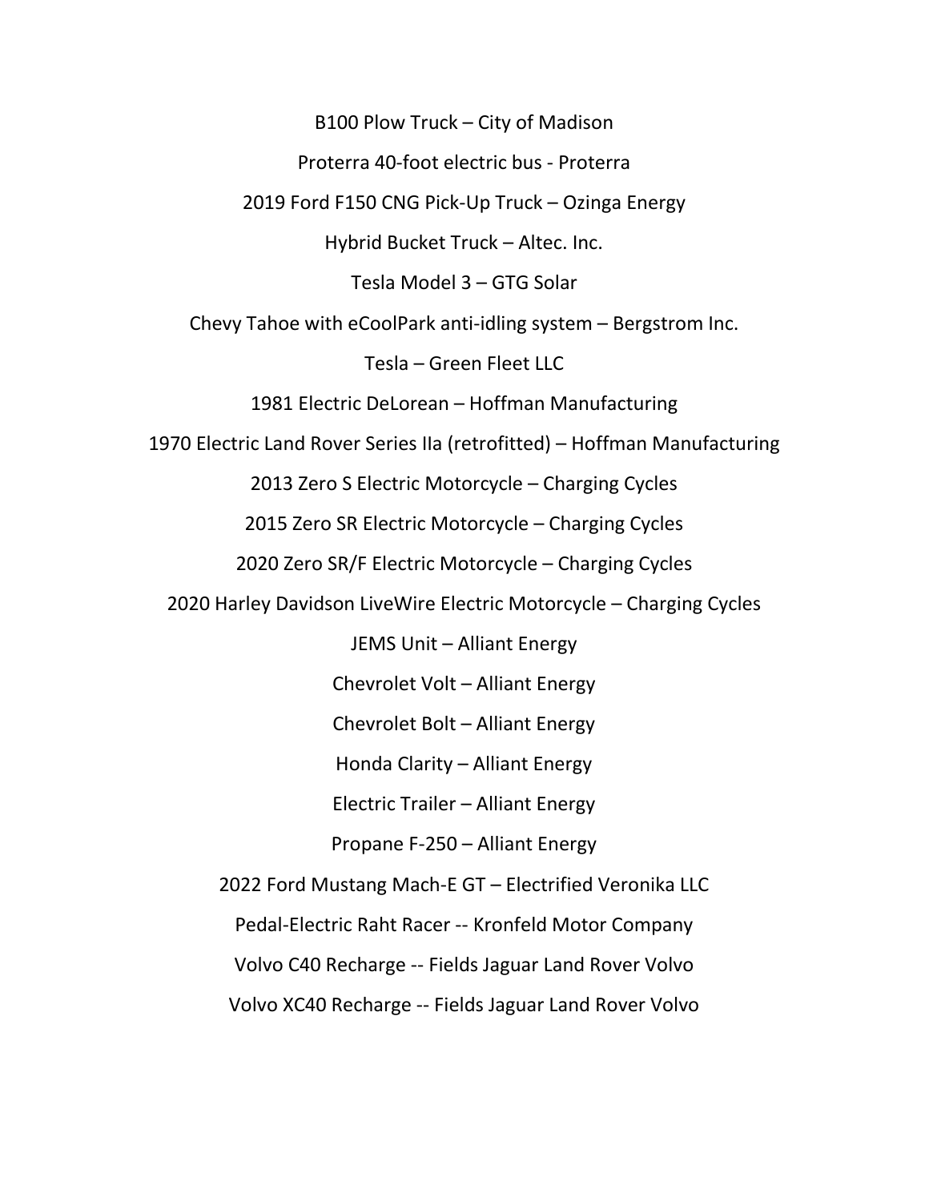B100 Plow Truck – City of Madison

Proterra 40-foot electric bus - Proterra

2019 Ford F150 CNG Pick-Up Truck – Ozinga Energy

Hybrid Bucket Truck – Altec. Inc.

Tesla Model 3 – GTG Solar

Chevy Tahoe with eCoolPark anti-idling system – Bergstrom Inc.

Tesla – Green Fleet LLC

1981 Electric DeLorean – Hoffman Manufacturing

1970 Electric Land Rover Series IIa (retrofitted) – Hoffman Manufacturing

2013 Zero S Electric Motorcycle – Charging Cycles

2015 Zero SR Electric Motorcycle – Charging Cycles

2020 Zero SR/F Electric Motorcycle – Charging Cycles

2020 Harley Davidson LiveWire Electric Motorcycle – Charging Cycles

JEMS Unit – Alliant Energy

Chevrolet Volt – Alliant Energy

Chevrolet Bolt – Alliant Energy

Honda Clarity – Alliant Energy

Electric Trailer – Alliant Energy

Propane F-250 – Alliant Energy

2022 Ford Mustang Mach-E GT – Electrified Veronika LLC

Pedal-Electric Raht Racer -- Kronfeld Motor Company

Volvo C40 Recharge -- Fields Jaguar Land Rover Volvo

Volvo XC40 Recharge -- Fields Jaguar Land Rover Volvo